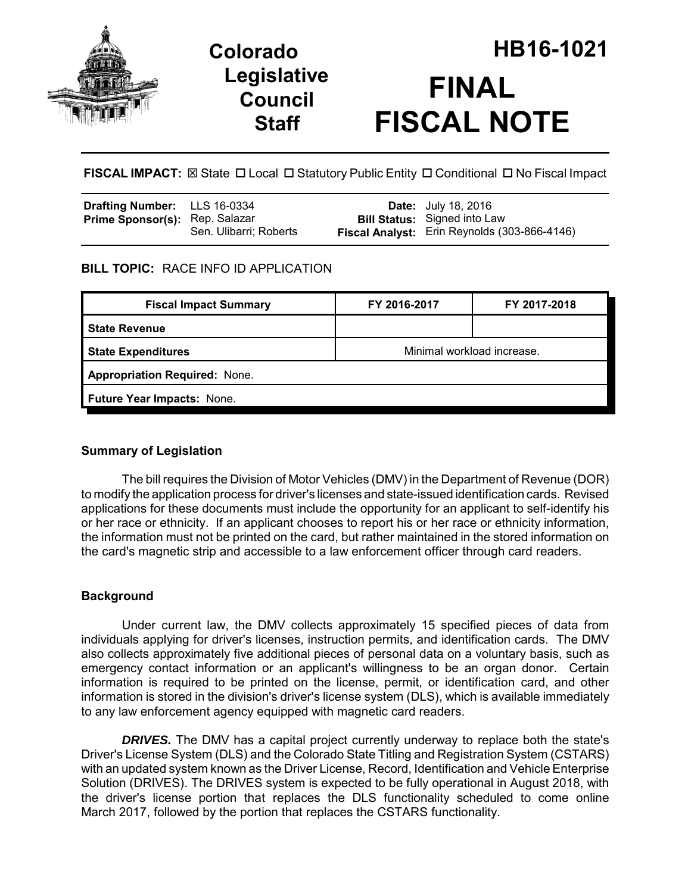# Colorado Legislative Council Staff

# HB16-1021

# FINAL FISCAL NOTE

**FISCAL IMPACT:** ☒ State ☐ Local ☐ Statutory Public Entity ☐ Conditional ☐ No Fiscal Impact

| | | | |
|---|---|---|---|
| **Drafting Number:** | LLS 16-0334 | **Date:** | July 18, 2016 |
| **Prime Sponsor(s):** | Rep. Salazar<br>Sen. Ulibarri; Roberts | **Bill Status:** | Signed into Law |
| | | **Fiscal Analyst:** | Erin Reynolds (303-866-4146) |

**BILL TOPIC:** RACE INFO ID APPLICATION

| Fiscal Impact Summary | FY 2016-2017 | FY 2017-2018 |
|---|---|---|
| **State Revenue** | | |
| **State Expenditures** | Minimal workload increase. | |
| **Appropriation Required:** None. | | |
| **Future Year Impacts:** None. | | |

### Summary of Legislation

The bill requires the Division of Motor Vehicles (DMV) in the Department of Revenue (DOR) to modify the application process for driver's licenses and state-issued identification cards. Revised applications for these documents must include the opportunity for an applicant to self-identify his or her race or ethnicity. If an applicant chooses to report his or her race or ethnicity information, the information must not be printed on the card, but rather maintained in the stored information on the card's magnetic strip and accessible to a law enforcement officer through card readers.

### Background

Under current law, the DMV collects approximately 15 specified pieces of data from individuals applying for driver's licenses, instruction permits, and identification cards. The DMV also collects approximately five additional pieces of personal data on a voluntary basis, such as emergency contact information or an applicant's willingness to be an organ donor. Certain information is required to be printed on the license, permit, or identification card, and other information is stored in the division's driver's license system (DLS), which is available immediately to any law enforcement agency equipped with magnetic card readers.

***DRIVES.*** The DMV has a capital project currently underway to replace both the state's Driver's License System (DLS) and the Colorado State Titling and Registration System (CSTARS) with an updated system known as the Driver License, Record, Identification and Vehicle Enterprise Solution (DRIVES). The DRIVES system is expected to be fully operational in August 2018, with the driver's license portion that replaces the DLS functionality scheduled to come online March 2017, followed by the portion that replaces the CSTARS functionality.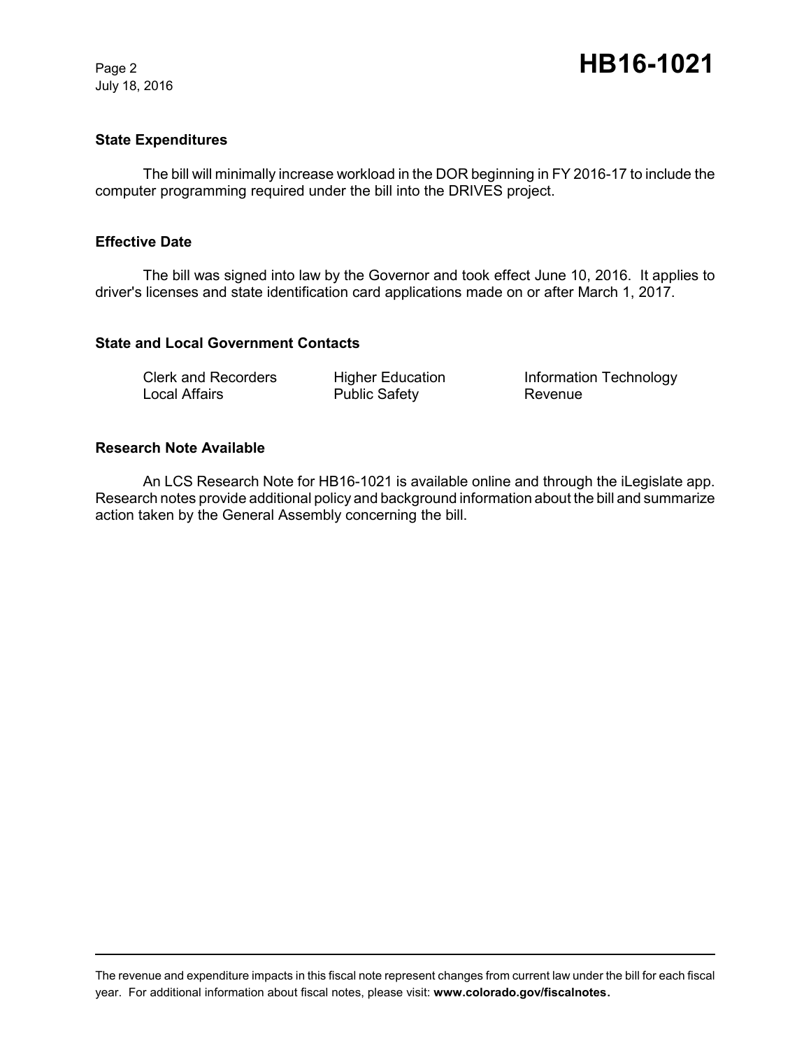### State Expenditures

The bill will minimally increase workload in the DOR beginning in FY 2016-17 to include the computer programming required under the bill into the DRIVES project.

### Effective Date

The bill was signed into law by the Governor and took effect June 10, 2016. It applies to driver's licenses and state identification card applications made on or after March 1, 2017.

### State and Local Government Contacts

| | | |
|---|---|---|
| Clerk and Recorders | Higher Education | Information Technology |
| Local Affairs | Public Safety | Revenue |

### Research Note Available

An LCS Research Note for HB16-1021 is available online and through the iLegislate app. Research notes provide additional policy and background information about the bill and summarize action taken by the General Assembly concerning the bill.

The revenue and expenditure impacts in this fiscal note represent changes from current law under the bill for each fiscal year. For additional information about fiscal notes, please visit: **www.colorado.gov/fiscalnotes.**